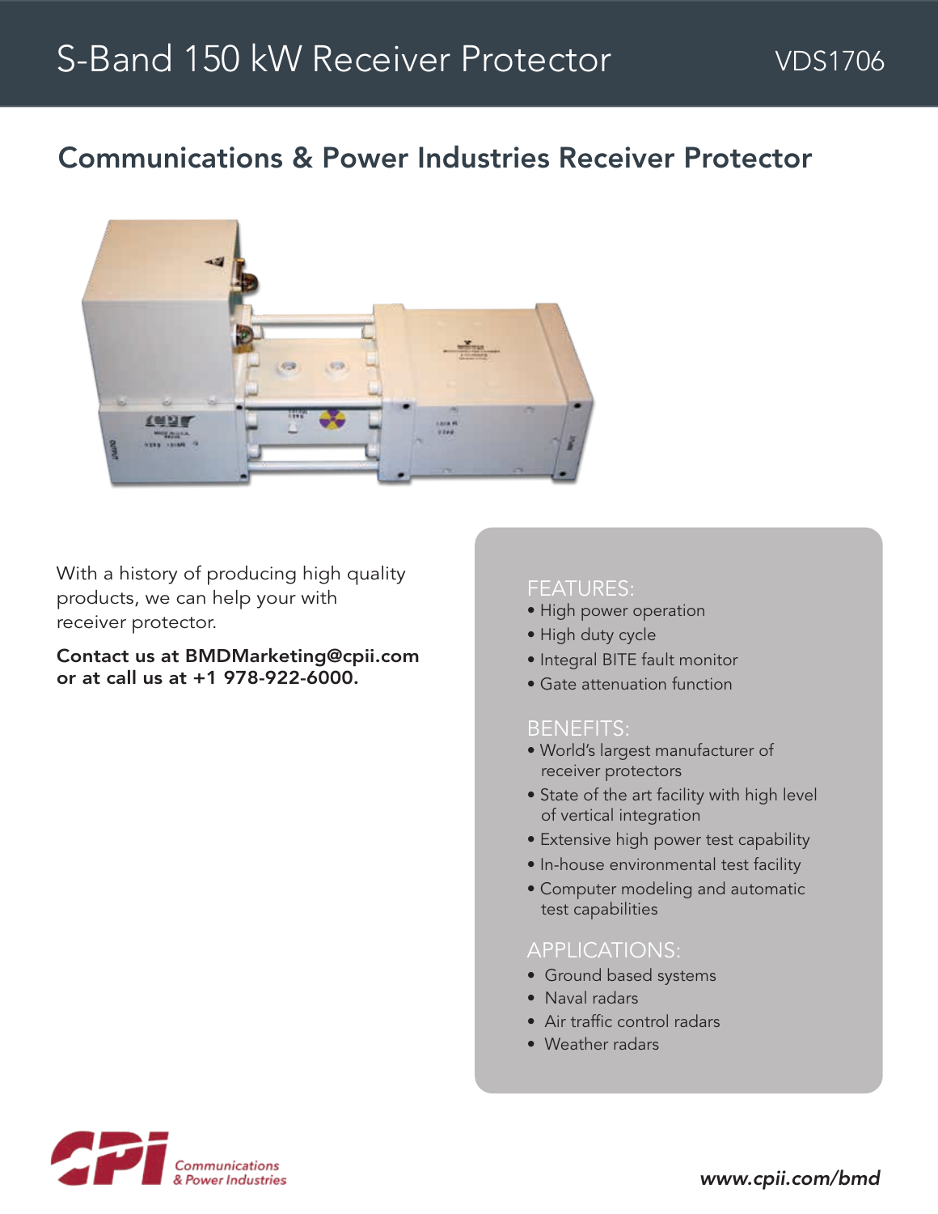# S-Band 150 kW Receiver Protector

VDS1706

## Communications & Power Industries Receiver Protector

With a history of producing high quality products, we can help your with receiver protector.

**Contact us at BMDMarketing@cpii.com or at call us at +1 978-922-6000.**

### FEATURES:

- High power operation
- High duty cycle
- Integral BITE fault monitor
- Gate attenuation function

### BENEFITS:

- World's largest manufacturer of receiver protectors
- State of the art facility with high level of vertical integration
- Extensive high power test capability
- In-house environmental test facility
- Computer modeling and automatic test capabilities

### APPLICATIONS:

- Ground based systems
- Naval radars
- Air traffic control radars
- Weather radars

CPI Communications & Power Industries

*www.cpii.com/bmd*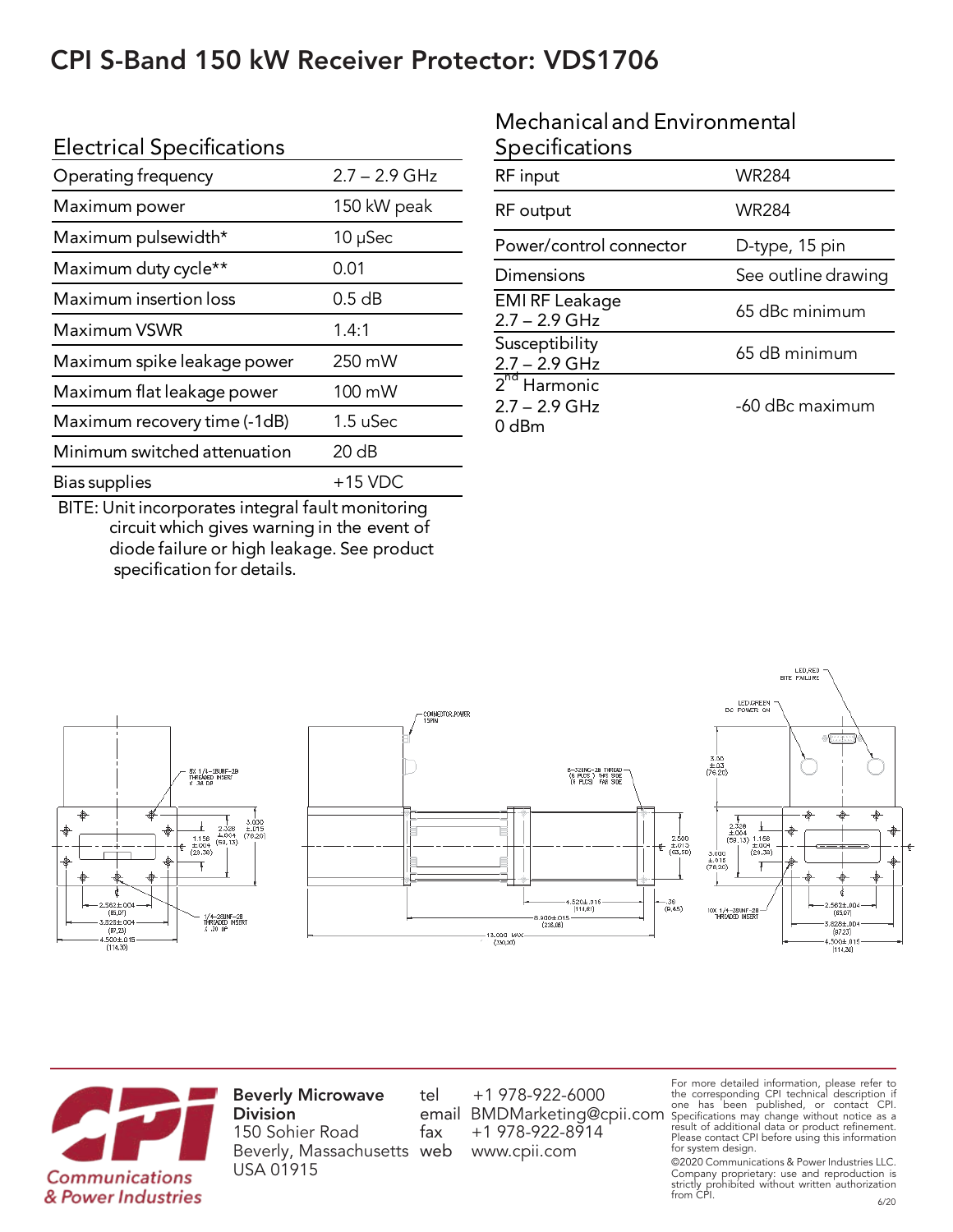# CPI S-Band 150 kW Receiver Protector: VDS1706

## Electrical Specifications

| | |
|---|---|
| Operating frequency | 2.7 – 2.9 GHz |
| Maximum power | 150 kW peak |
| Maximum pulsewidth* | 10 µSec |
| Maximum duty cycle** | 0.01 |
| Maximum insertion loss | 0.5 dB |
| Maximum VSWR | 1.4:1 |
| Maximum spike leakage power | 250 mW |
| Maximum flat leakage power | 100 mW |
| Maximum recovery time (-1dB) | 1.5 uSec |
| Minimum switched attenuation | 20 dB |
| Bias supplies | +15 VDC |

BITE: Unit incorporates integral fault monitoring circuit which gives warning in the event of diode failure or high leakage. See product specification for details.

## Mechanical and Environmental Specifications

| | |
|---|---|
| RF input | WR284 |
| RF output | WR284 |
| Power/control connector | D-type, 15 pin |
| Dimensions | See outline drawing |
| EMI RF Leakage 2.7 – 2.9 GHz | 65 dBc minimum |
| Susceptibility 2.7 – 2.9 GHz | 65 dB minimum |
| 2nd Harmonic 2.7 – 2.9 GHz 0 dBm | -60 dBc maximum |

8X 1/4-28UNF-2B THREADED INSERT X .38 DP

2.328 ±.004 (59.13)

3.000 ±.015 (76.20)

1.156 ±.004 (29.36)

2.562±.004 (65.07)

3.828±.004 (97.23)

4.500±.015 (114.30)

1/4-28UNF-2B THREADED INSERT X .38 DP

CONNECTOR,POWER 15PIN

8-32UNC-2B THREAD (6 PLCS) THIS SIDE (4 PLCS) FAR SIDE

2.500 ±.015 (63.50)

4.520±.015 (114.81)

8.500±.015 (216.08)

13.000 MAX (330.20)

.38 (9.65)

LED,RED BITE FAILURE

LED,GREEN DC POWER ON

3.00 ±.03 (76.20)

2.328 ±.004 (59.13)

1.156 ±.004 (29.36)

3.000 ±.015 (76.20)

10X 1/4-28UNF-2B THREADED INSERT

2.562±.004 (65.07)

3.828±.004 (97.23)

4.500±.015 (114.30)

**Beverly Microwave Division**
150 Sohier Road
Beverly, Massachusetts
USA 01915

tel +1 978-922-6000
email BMDMarketing@cpii.com
fax +1 978-922-8914
web www.cpii.com

For more detailed information, please refer to the corresponding CPI technical description if one has been published, or contact CPI. Specifications may change without notice as a result of additional data or product refinement. Please contact CPI before using this information for system design.

©2020 Communications & Power Industries LLC. Company proprietary: use and reproduction is strictly prohibited without written authorization from CPI.

6/20